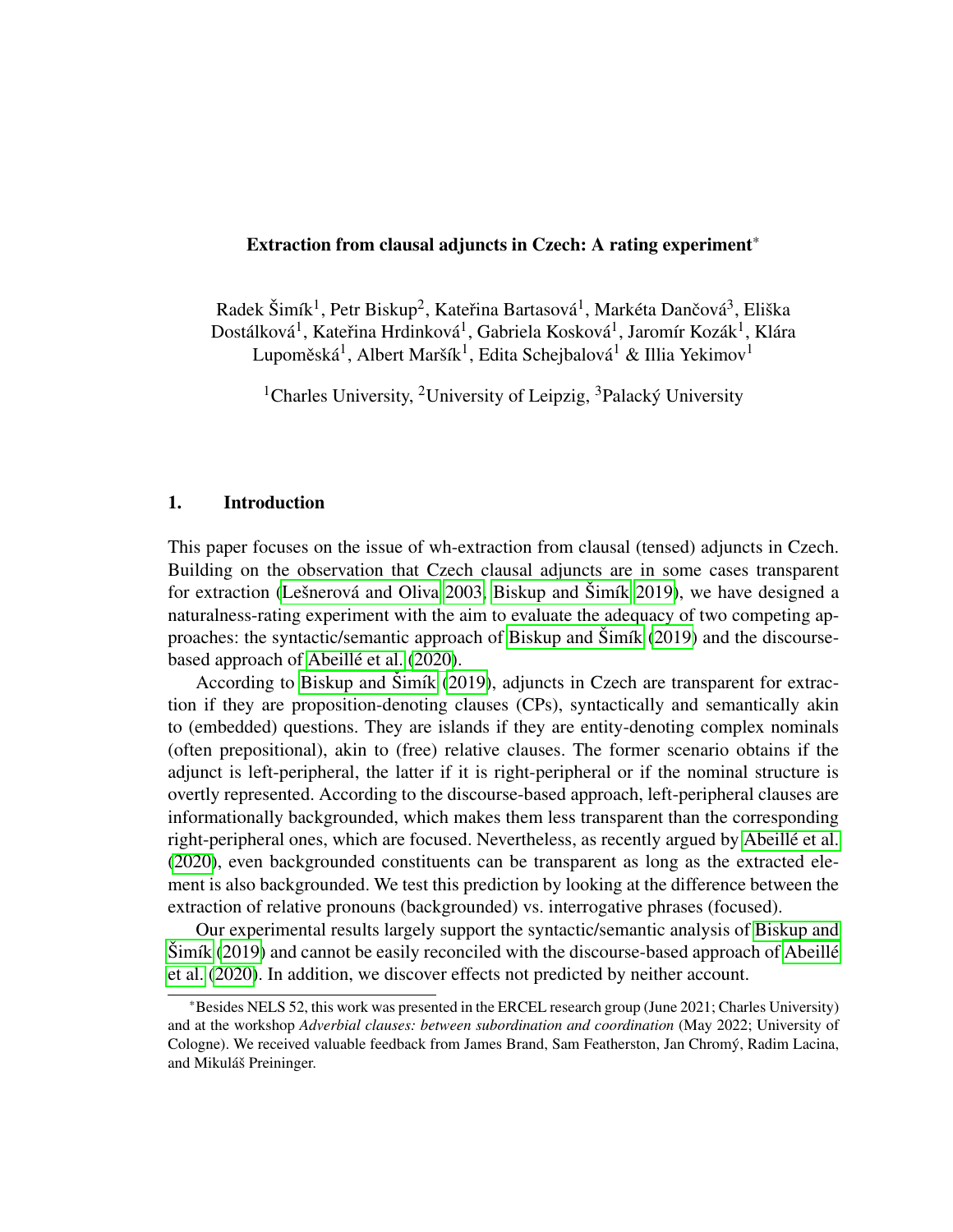# Extraction from clausal adjuncts in Czech: A rating experiment*

Radek Šimík[1], Petr Biskup[2], Kateřina Bartasová[1], Markéta Dančová[3], Eliška Dostálková[1], Kateřina Hrdinková[1], Gabriela Kosková[1], Jaromír Kozák[1], Klára Lupoměská[1], Albert Maršík[1], Edita Schejbalová[1] & Illia Yekimov[1]

[1]Charles University, [2]University of Leipzig, [3]Palacký University

## 1. Introduction

This paper focuses on the issue of wh-extraction from clausal (tensed) adjuncts in Czech. Building on the observation that Czech clausal adjuncts are in some cases transparent for extraction (Lešnerová and Oliva 2003, Biskup and Šimík 2019), we have designed a naturalness-rating experiment with the aim to evaluate the adequacy of two competing approaches: the syntactic/semantic approach of Biskup and Šimík (2019) and the discourse-based approach of Abeillé et al. (2020).

According to Biskup and Šimík (2019), adjuncts in Czech are transparent for extraction if they are proposition-denoting clauses (CPs), syntactically and semantically akin to (embedded) questions. They are islands if they are entity-denoting complex nominals (often prepositional), akin to (free) relative clauses. The former scenario obtains if the adjunct is left-peripheral, the latter if it is right-peripheral or if the nominal structure is overtly represented. According to the discourse-based approach, left-peripheral clauses are informationally backgrounded, which makes them less transparent than the corresponding right-peripheral ones, which are focused. Nevertheless, as recently argued by Abeillé et al. (2020), even backgrounded constituents can be transparent as long as the extracted element is also backgrounded. We test this prediction by looking at the difference between the extraction of relative pronouns (backgrounded) vs. interrogative phrases (focused).

Our experimental results largely support the syntactic/semantic analysis of Biskup and Šimík (2019) and cannot be easily reconciled with the discourse-based approach of Abeillé et al. (2020). In addition, we discover effects not predicted by neither account.

---

*Besides NELS 52, this work was presented in the ERCEL research group (June 2021; Charles University) and at the workshop *Adverbial clauses: between subordination and coordination* (May 2022; University of Cologne). We received valuable feedback from James Brand, Sam Featherston, Jan Chromý, Radim Lacina, and Mikuláš Preininger.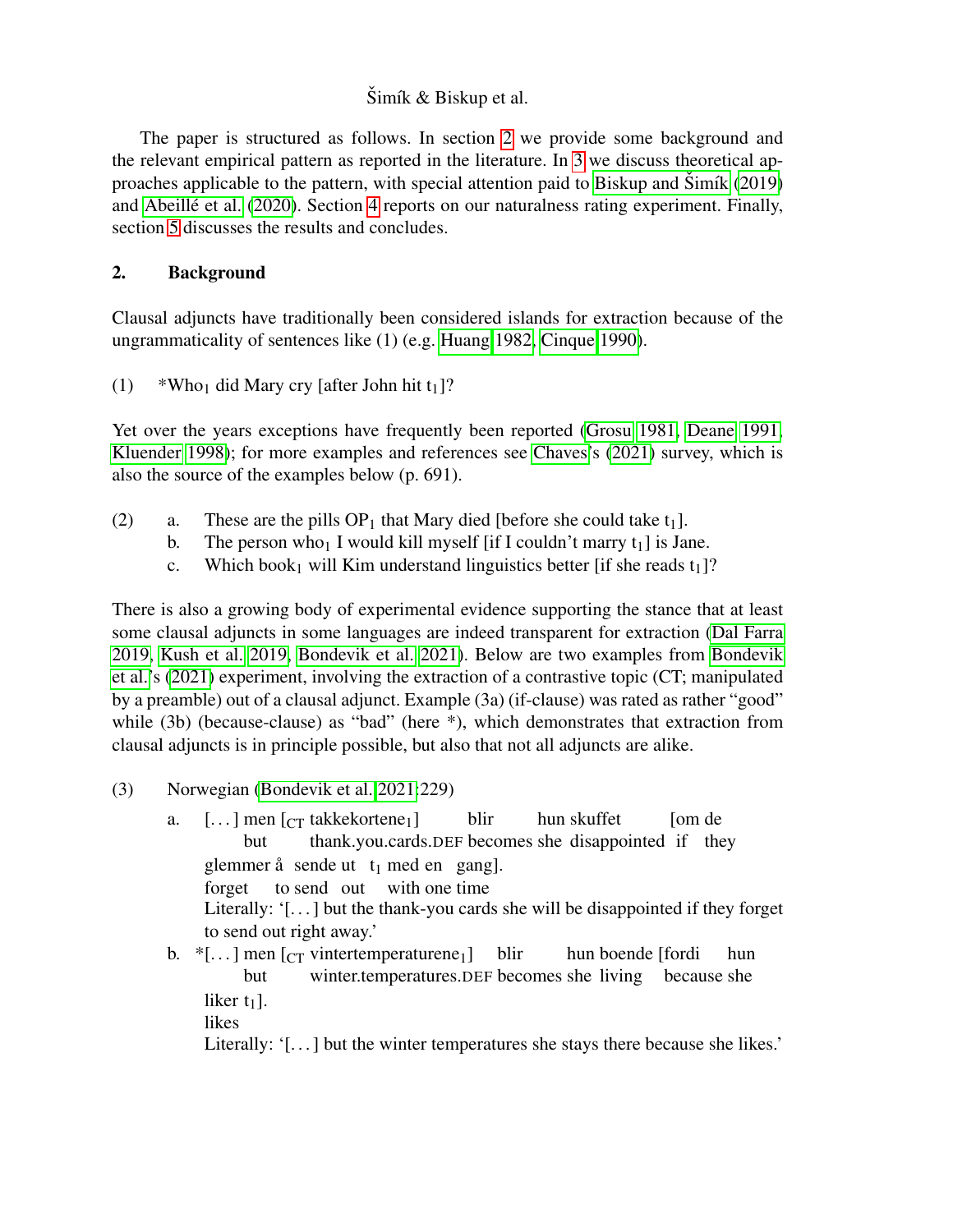The paper is structured as follows. In section 2 we provide some background and the relevant empirical pattern as reported in the literature. In 3 we discuss theoretical approaches applicable to the pattern, with special attention paid to Biskup and Šimík (2019) and Abeillé et al. (2020). Section 4 reports on our naturalness rating experiment. Finally, section 5 discusses the results and concludes.

## 2. Background

Clausal adjuncts have traditionally been considered islands for extraction because of the ungrammaticality of sentences like (1) (e.g. Huang 1982, Cinque 1990).

(1) *Who$_1$ did Mary cry [after John hit t$_1$]?

Yet over the years exceptions have frequently been reported (Grosu 1981, Deane 1991, Kluender 1998); for more examples and references see Chaves's (2021) survey, which is also the source of the examples below (p. 691).

(2) a. These are the pills OP$_1$ that Mary died [before she could take t$_1$].
  b. The person who$_1$ I would kill myself [if I couldn't marry t$_1$] is Jane.
  c. Which book$_1$ will Kim understand linguistics better [if she reads t$_1$]?

There is also a growing body of experimental evidence supporting the stance that at least some clausal adjuncts in some languages are indeed transparent for extraction (Dal Farra 2019, Kush et al. 2019, Bondevik et al. 2021). Below are two examples from Bondevik et al.'s (2021) experiment, involving the extraction of a contrastive topic (CT; manipulated by a preamble) out of a clausal adjunct. Example (3a) (if-clause) was rated as rather "good" while (3b) (because-clause) as "bad" (here *), which demonstrates that extraction from clausal adjuncts is in principle possible, but also that not all adjuncts are alike.

(3) Norwegian (Bondevik et al. 2021:229)

a. [...] men [$_{CT}$ takkekortene$_1$] blir hun skuffet [om de glemmer å sende ut t$_1$ med en gang].
  but thank.you.cards.DEF becomes she disappointed if they forget to send out with one time
  Literally: '[...] but the thank-you cards she will be disappointed if they forget to send out right away.'

b. *[...] men [$_{CT}$ vintertemperaturene$_1$] blir hun boende [fordi hun liker t$_1$].
  but winter.temperatures.DEF becomes she living because she likes
  Literally: '[...] but the winter temperatures she stays there because she likes.'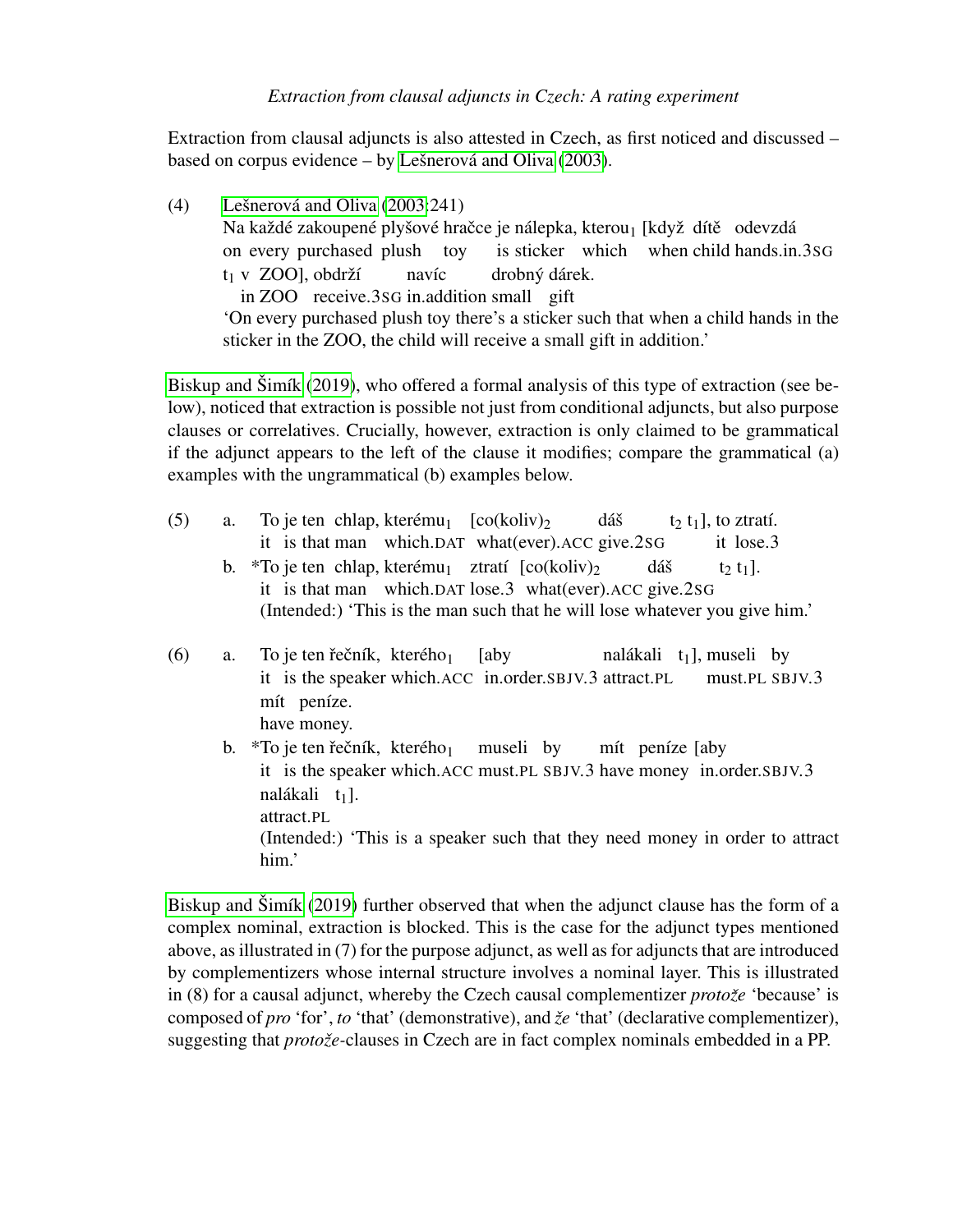Extraction from clausal adjuncts is also attested in Czech, as first noticed and discussed – based on corpus evidence – by Lešnerová and Oliva (2003).

(4) Lešnerová and Oliva (2003:241)
Na každé zakoupené plyšové hračce je nálepka, kterou$_1$ [když dítě odevzdá
on every purchased plush toy is sticker which when child hands.in.3SG
t$_1$ v ZOO], obdrží navíc drobný dárek.
in ZOO receive.3SG in.addition small gift
'On every purchased plush toy there's a sticker such that when a child hands in the sticker in the ZOO, the child will receive a small gift in addition.'

Biskup and Šimík (2019), who offered a formal analysis of this type of extraction (see below), noticed that extraction is possible not just from conditional adjuncts, but also purpose clauses or correlatives. Crucially, however, extraction is only claimed to be grammatical if the adjunct appears to the left of the clause it modifies; compare the grammatical (a) examples with the ungrammatical (b) examples below.

(5) a. To je ten chlap, kterému$_1$ [co(koliv)$_2$ dáš t$_2$ t$_1$], to ztratí.
it is that man which.DAT what(ever).ACC give.2SG it lose.3
b. *To je ten chlap, kterému$_1$ ztratí [co(koliv)$_2$ dáš t$_2$ t$_1$].
it is that man which.DAT lose.3 what(ever).ACC give.2SG
(Intended:) 'This is the man such that he will lose whatever you give him.'

(6) a. To je ten řečník, kterého$_1$ [aby nalákali t$_1$], museli by mít peníze.
it is the speaker which.ACC in.order.SBJV.3 attract.PL must.PL SBJV.3 have money.
b. *To je ten řečník, kterého$_1$ museli by mít peníze [aby nalákali t$_1$].
it is the speaker which.ACC must.PL SBJV.3 have money in.order.SBJV.3 attract.PL
(Intended:) 'This is a speaker such that they need money in order to attract him.'

Biskup and Šimík (2019) further observed that when the adjunct clause has the form of a complex nominal, extraction is blocked. This is the case for the adjunct types mentioned above, as illustrated in (7) for the purpose adjunct, as well as for adjuncts that are introduced by complementizers whose internal structure involves a nominal layer. This is illustrated in (8) for a causal adjunct, whereby the Czech causal complementizer *protože* 'because' is composed of *pro* 'for', *to* 'that' (demonstrative), and *že* 'that' (declarative complementizer), suggesting that *protože*-clauses in Czech are in fact complex nominals embedded in a PP.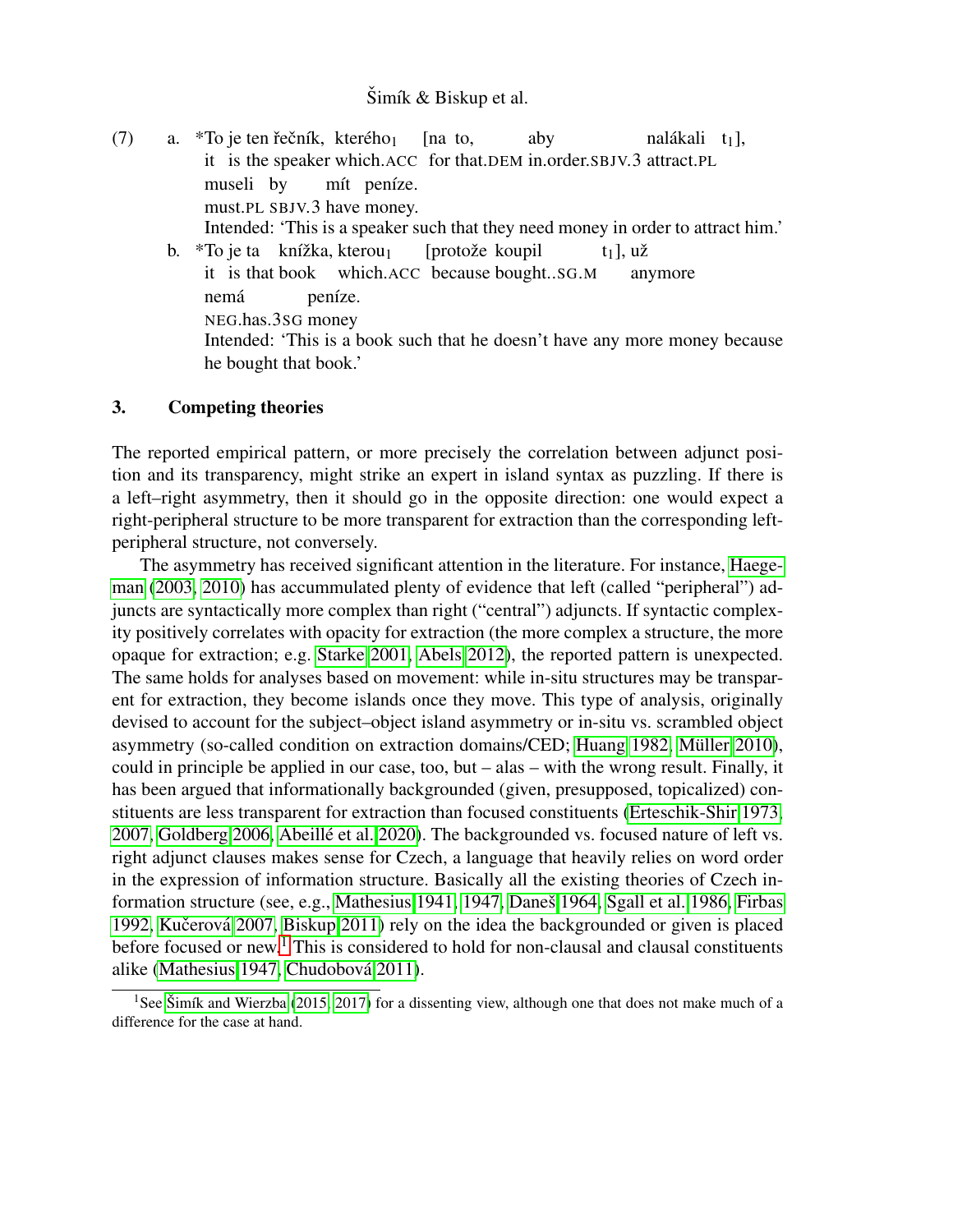(7) a. *To je ten řečník, kterého$_1$ [na to, aby nalákali t$_1$], 
it is the speaker which.ACC for that.DEM in.order.SBJV.3 attract.PL 
museli by mít peníze. 
must.PL SBJV.3 have money. 
Intended: 'This is a speaker such that they need money in order to attract him.'

b. *To je ta knížka, kterou$_1$ [protože koupil t$_1$], už 
it is that book which.ACC because bought..SG.M anymore 
nemá peníze. 
NEG.has.3SG money 
Intended: 'This is a book such that he doesn't have any more money because he bought that book.'

## 3. Competing theories

The reported empirical pattern, or more precisely the correlation between adjunct position and its transparency, might strike an expert in island syntax as puzzling. If there is a left–right asymmetry, then it should go in the opposite direction: one would expect a right-peripheral structure to be more transparent for extraction than the corresponding left-peripheral structure, not conversely.

The asymmetry has received significant attention in the literature. For instance, Haegeman (2003, 2010) has accummulated plenty of evidence that left (called "peripheral") adjuncts are syntactically more complex than right ("central") adjuncts. If syntactic complexity positively correlates with opacity for extraction (the more complex a structure, the more opaque for extraction; e.g. Starke 2001, Abels 2012), the reported pattern is unexpected. The same holds for analyses based on movement: while in-situ structures may be transparent for extraction, they become islands once they move. This type of analysis, originally devised to account for the subject–object island asymmetry or in-situ vs. scrambled object asymmetry (so-called condition on extraction domains/CED; Huang 1982, Müller 2010), could in principle be applied in our case, too, but – alas – with the wrong result. Finally, it has been argued that informationally backgrounded (given, presupposed, topicalized) constituents are less transparent for extraction than focused constituents (Erteschik-Shir 1973, 2007, Goldberg 2006, Abeillé et al. 2020). The backgrounded vs. focused nature of left vs. right adjunct clauses makes sense for Czech, a language that heavily relies on word order in the expression of information structure. Basically all the existing theories of Czech information structure (see, e.g., Mathesius 1941, 1947, Daneš 1964, Sgall et al. 1986, Firbas 1992, Kučerová 2007, Biskup 2011) rely on the idea the backgrounded or given is placed before focused or new.[1] This is considered to hold for non-clausal and clausal constituents alike (Mathesius 1947, Chudobová 2011).

[1] See Šimík and Wierzba (2015, 2017) for a dissenting view, although one that does not make much of a difference for the case at hand.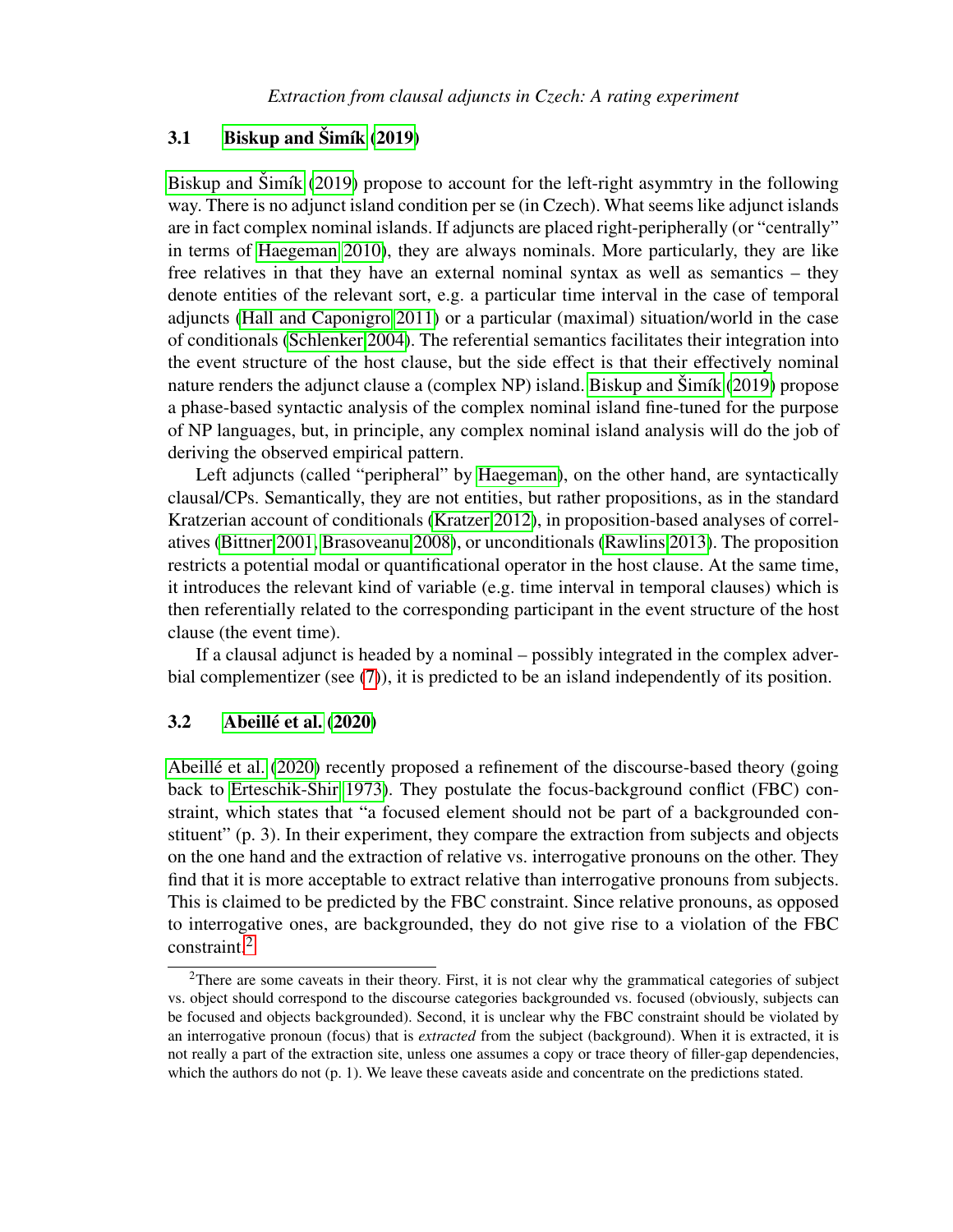### 3.1 Biskup and Šimík (2019)

Biskup and Šimík (2019) propose to account for the left-right asymmtry in the following way. There is no adjunct island condition per se (in Czech). What seems like adjunct islands are in fact complex nominal islands. If adjuncts are placed right-peripherally (or "centrally" in terms of Haegeman 2010), they are always nominals. More particularly, they are like free relatives in that they have an external nominal syntax as well as semantics – they denote entities of the relevant sort, e.g. a particular time interval in the case of temporal adjuncts (Hall and Caponigro 2011) or a particular (maximal) situation/world in the case of conditionals (Schlenker 2004). The referential semantics facilitates their integration into the event structure of the host clause, but the side effect is that their effectively nominal nature renders the adjunct clause a (complex NP) island. Biskup and Šimík (2019) propose a phase-based syntactic analysis of the complex nominal island fine-tuned for the purpose of NP languages, but, in principle, any complex nominal island analysis will do the job of deriving the observed empirical pattern.

Left adjuncts (called "peripheral" by Haegeman), on the other hand, are syntactically clausal/CPs. Semantically, they are not entities, but rather propositions, as in the standard Kratzerian account of conditionals (Kratzer 2012), in proposition-based analyses of correlatives (Bittner 2001, Brasoveanu 2008), or unconditionals (Rawlins 2013). The proposition restricts a potential modal or quantificational operator in the host clause. At the same time, it introduces the relevant kind of variable (e.g. time interval in temporal clauses) which is then referentially related to the corresponding participant in the event structure of the host clause (the event time).

If a clausal adjunct is headed by a nominal – possibly integrated in the complex adverbial complementizer (see (7)), it is predicted to be an island independently of its position.

### 3.2 Abeillé et al. (2020)

Abeillé et al. (2020) recently proposed a refinement of the discourse-based theory (going back to Erteschik-Shir 1973). They postulate the focus-background conflict (FBC) constraint, which states that "a focused element should not be part of a backgrounded constituent" (p. 3). In their experiment, they compare the extraction from subjects and objects on the one hand and the extraction of relative vs. interrogative pronouns on the other. They find that it is more acceptable to extract relative than interrogative pronouns from subjects. This is claimed to be predicted by the FBC constraint. Since relative pronouns, as opposed to interrogative ones, are backgrounded, they do not give rise to a violation of the FBC constraint.[2]

[2] There are some caveats in their theory. First, it is not clear why the grammatical categories of subject vs. object should correspond to the discourse categories backgrounded vs. focused (obviously, subjects can be focused and objects backgrounded). Second, it is unclear why the FBC constraint should be violated by an interrogative pronoun (focus) that is *extracted* from the subject (background). When it is extracted, it is not really a part of the extraction site, unless one assumes a copy or trace theory of filler-gap dependencies, which the authors do not (p. 1). We leave these caveats aside and concentrate on the predictions stated.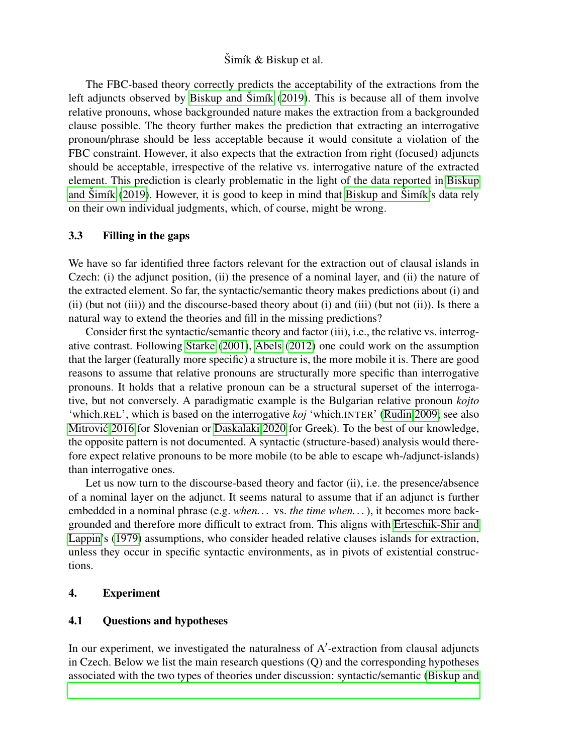The FBC-based theory correctly predicts the acceptability of the extractions from the left adjuncts observed by Biskup and Šimík (2019). This is because all of them involve relative pronouns, whose backgrounded nature makes the extraction from a backgrounded clause possible. The theory further makes the prediction that extracting an interrogative pronoun/phrase should be less acceptable because it would consitute a violation of the FBC constraint. However, it also expects that the extraction from right (focused) adjuncts should be acceptable, irrespective of the relative vs. interrogative nature of the extracted element. This prediction is clearly problematic in the light of the data reported in Biskup and Šimík (2019). However, it is good to keep in mind that Biskup and Šimík's data rely on their own individual judgments, which, of course, might be wrong.

### 3.3 Filling in the gaps

We have so far identified three factors relevant for the extraction out of clausal islands in Czech: (i) the adjunct position, (ii) the presence of a nominal layer, and (ii) the nature of the extracted element. So far, the syntactic/semantic theory makes predictions about (i) and (ii) (but not (iii)) and the discourse-based theory about (i) and (iii) (but not (ii)). Is there a natural way to extend the theories and fill in the missing predictions?

Consider first the syntactic/semantic theory and factor (iii), i.e., the relative vs. interrogative contrast. Following Starke (2001), Abels (2012) one could work on the assumption that the larger (featurally more specific) a structure is, the more mobile it is. There are good reasons to assume that relative pronouns are structurally more specific than interrogative pronouns. It holds that a relative pronoun can be a structural superset of the interrogative, but not conversely. A paradigmatic example is the Bulgarian relative pronoun *kojto* 'which.REL', which is based on the interrogative *koj* 'which.INTER' (Rudin 2009; see also Mitrović 2016 for Slovenian or Daskalaki 2020 for Greek). To the best of our knowledge, the opposite pattern is not documented. A syntactic (structure-based) analysis would therefore expect relative pronouns to be more mobile (to be able to escape wh-/adjunct-islands) than interrogative ones.

Let us now turn to the discourse-based theory and factor (ii), i.e. the presence/absence of a nominal layer on the adjunct. It seems natural to assume that if an adjunct is further embedded in a nominal phrase (e.g. *when...* vs. *the time when...*), it becomes more backgrounded and therefore more difficult to extract from. This aligns with Erteschik-Shir and Lappin's (1979) assumptions, who consider headed relative clauses islands for extraction, unless they occur in specific syntactic environments, as in pivots of existential constructions.

## 4. Experiment

### 4.1 Questions and hypotheses

In our experiment, we investigated the naturalness of A′-extraction from clausal adjuncts in Czech. Below we list the main research questions (Q) and the corresponding hypotheses associated with the two types of theories under discussion: syntactic/semantic (Biskup and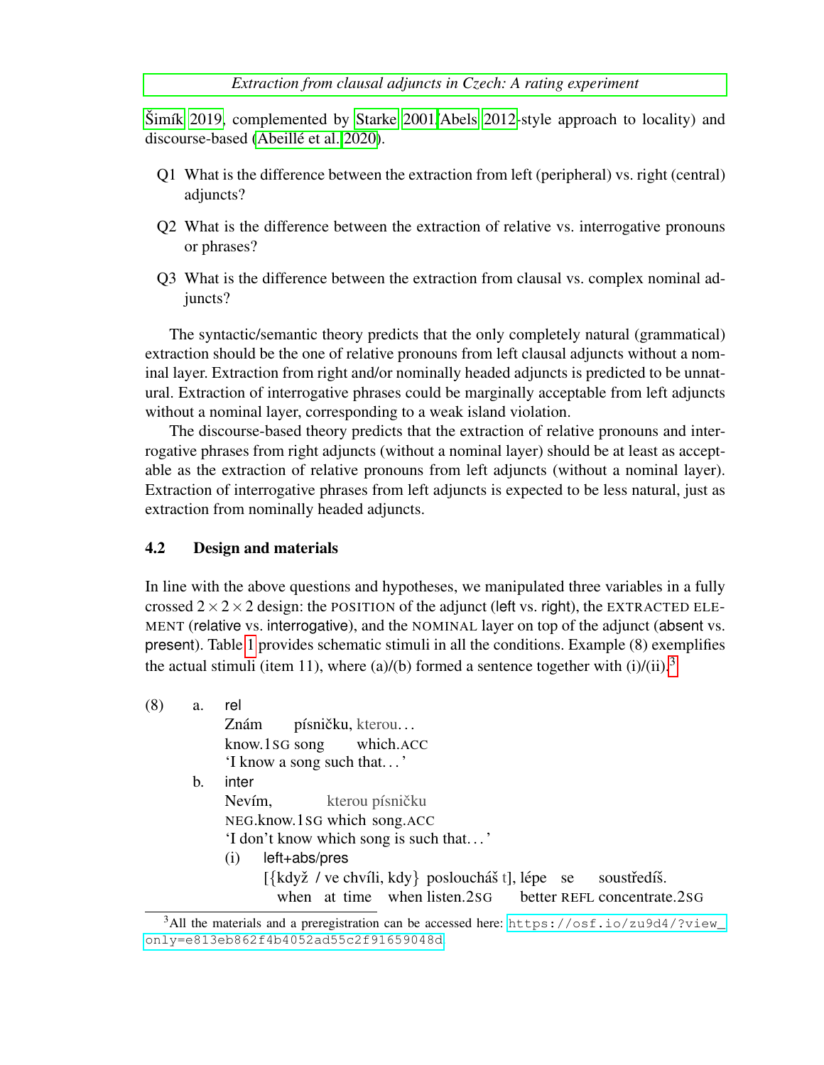Šimík 2019, complemented by Starke 2001/Abels 2012-style approach to locality) and discourse-based (Abeillé et al. 2020).

Q1 What is the difference between the extraction from left (peripheral) vs. right (central) adjuncts?

Q2 What is the difference between the extraction of relative vs. interrogative pronouns or phrases?

Q3 What is the difference between the extraction from clausal vs. complex nominal adjuncts?

The syntactic/semantic theory predicts that the only completely natural (grammatical) extraction should be the one of relative pronouns from left clausal adjuncts without a nominal layer. Extraction from right and/or nominally headed adjuncts is predicted to be unnatural. Extraction of interrogative phrases could be marginally acceptable from left adjuncts without a nominal layer, corresponding to a weak island violation.

The discourse-based theory predicts that the extraction of relative pronouns and interrogative phrases from right adjuncts (without a nominal layer) should be at least as acceptable as the extraction of relative pronouns from left adjuncts (without a nominal layer). Extraction of interrogative phrases from left adjuncts is expected to be less natural, just as extraction from nominally headed adjuncts.

### 4.2 Design and materials

In line with the above questions and hypotheses, we manipulated three variables in a fully crossed $2 \times 2 \times 2$ design: the POSITION of the adjunct (left vs. right), the EXTRACTED ELEMENT (relative vs. interrogative), and the NOMINAL layer on top of the adjunct (absent vs. present). Table 1 provides schematic stimuli in all the conditions. Example (8) exemplifies the actual stimuli (item 11), where (a)/(b) formed a sentence together with (i)/(ii).[3]

(8) a. rel
   Znám písničku, kterou...
   know.1SG song which.ACC
   'I know a song such that...'

   b. inter
   Nevím, kterou písničku
   NEG.know.1SG which song.ACC
   'I don't know which song is such that...'

   (i) left+abs/pres
   [{když / ve chvíli, kdy} posloucháš t], lépe se soustředíš.
   when at time when listen.2SG better REFL concentrate.2SG

[3] All the materials and a preregistration can be accessed here: https://osf.io/zu9d4/?view_only=e813eb862f4b4052ad55c2f91659048d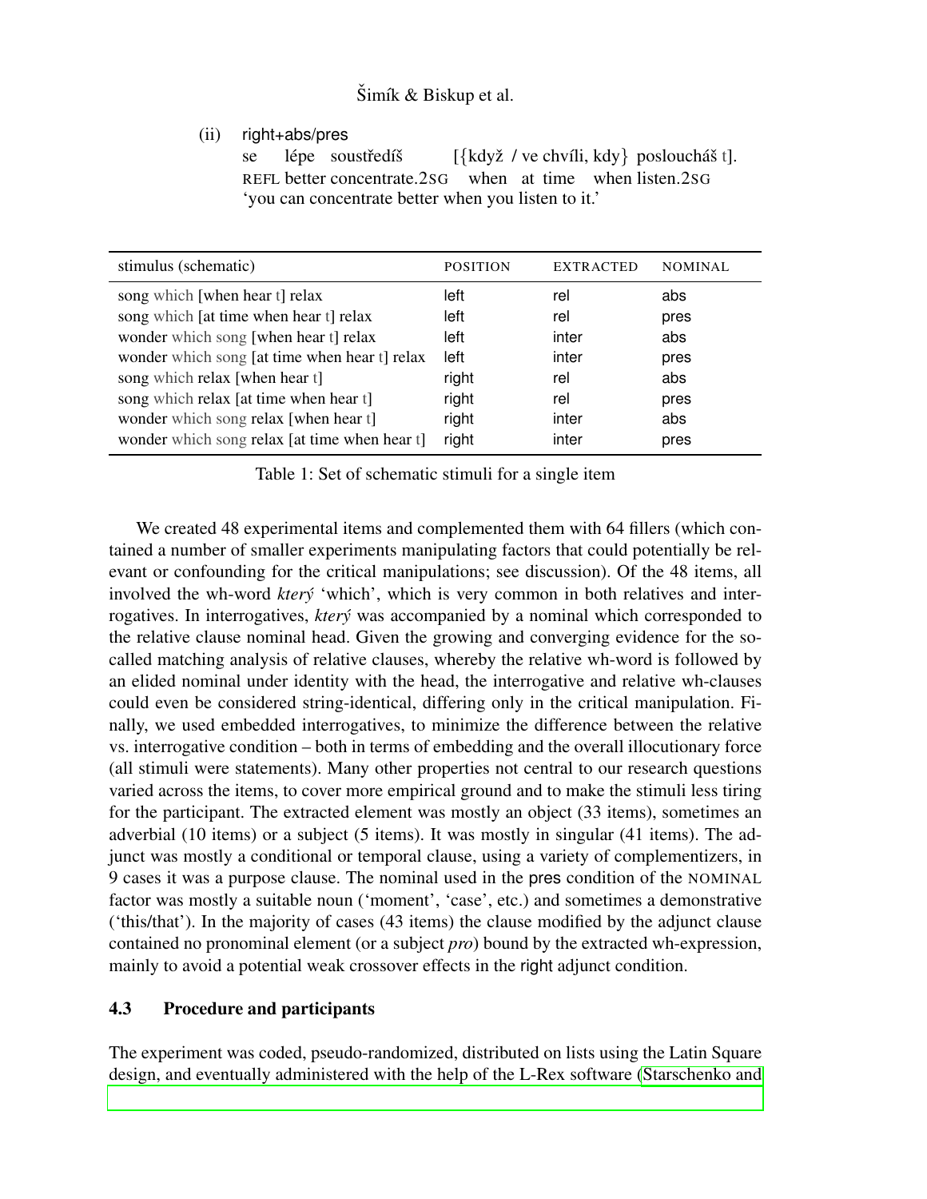(ii) right+abs/pres

se lépe soustředíš [{když / ve chvíli, kdy} posloucháš t].
REFL better concentrate.2SG when at time when listen.2SG
'you can concentrate better when you listen to it.'

| stimulus (schematic) | POSITION | EXTRACTED | NOMINAL |
|---|---|---|---|
| song which [when hear t] relax | left | rel | abs |
| song which [at time when hear t] relax | left | rel | pres |
| wonder which song [when hear t] relax | left | inter | abs |
| wonder which song [at time when hear t] relax | left | inter | pres |
| song which relax [when hear t] | right | rel | abs |
| song which relax [at time when hear t] | right | rel | pres |
| wonder which song relax [when hear t] | right | inter | abs |
| wonder which song relax [at time when hear t] | right | inter | pres |

Table 1: Set of schematic stimuli for a single item

We created 48 experimental items and complemented them with 64 fillers (which contained a number of smaller experiments manipulating factors that could potentially be relevant or confounding for the critical manipulations; see discussion). Of the 48 items, all involved the wh-word *který* 'which', which is very common in both relatives and interrogatives. In interrogatives, *který* was accompanied by a nominal which corresponded to the relative clause nominal head. Given the growing and converging evidence for the so-called matching analysis of relative clauses, whereby the relative wh-word is followed by an elided nominal under identity with the head, the interrogative and relative wh-clauses could even be considered string-identical, differing only in the critical manipulation. Finally, we used embedded interrogatives, to minimize the difference between the relative vs. interrogative condition – both in terms of embedding and the overall illocutionary force (all stimuli were statements). Many other properties not central to our research questions varied across the items, to cover more empirical ground and to make the stimuli less tiring for the participant. The extracted element was mostly an object (33 items), sometimes an adverbial (10 items) or a subject (5 items). It was mostly in singular (41 items). The adjunct was mostly a conditional or temporal clause, using a variety of complementizers, in 9 cases it was a purpose clause. The nominal used in the pres condition of the NOMINAL factor was mostly a suitable noun ('moment', 'case', etc.) and sometimes a demonstrative ('this/that'). In the majority of cases (43 items) the clause modified by the adjunct clause contained no pronominal element (or a subject *pro*) bound by the extracted wh-expression, mainly to avoid a potential weak crossover effects in the right adjunct condition.

### 4.3 Procedure and participants

The experiment was coded, pseudo-randomized, distributed on lists using the Latin Square design, and eventually administered with the help of the L-Rex software (Starschenko and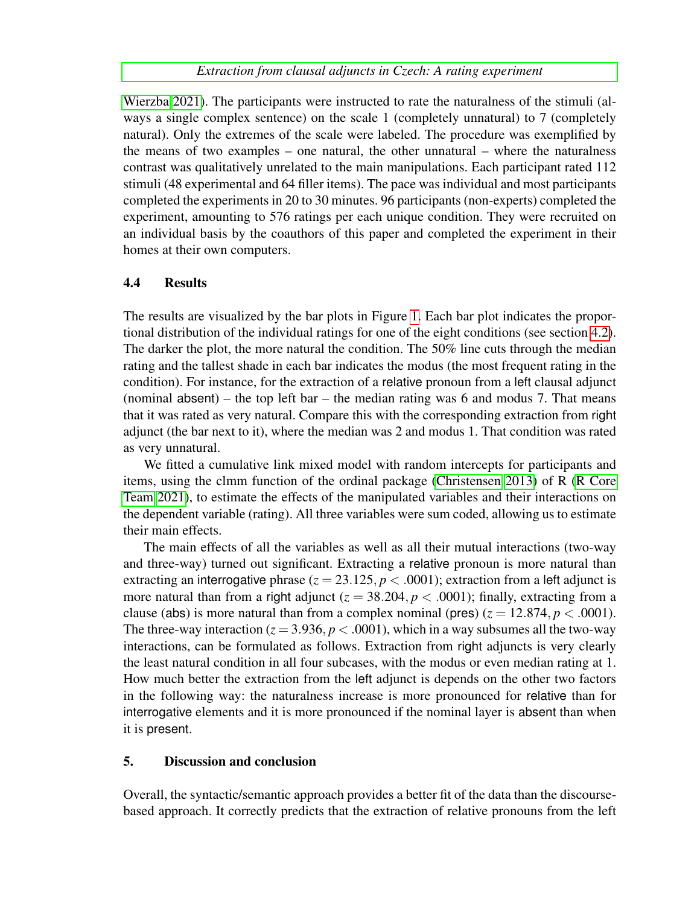Wierzba 2021). The participants were instructed to rate the naturalness of the stimuli (always a single complex sentence) on the scale 1 (completely unnatural) to 7 (completely natural). Only the extremes of the scale were labeled. The procedure was exemplified by the means of two examples – one natural, the other unnatural – where the naturalness contrast was qualitatively unrelated to the main manipulations. Each participant rated 112 stimuli (48 experimental and 64 filler items). The pace was individual and most participants completed the experiments in 20 to 30 minutes. 96 participants (non-experts) completed the experiment, amounting to 576 ratings per each unique condition. They were recruited on an individual basis by the coauthors of this paper and completed the experiment in their homes at their own computers.

### 4.4 Results

The results are visualized by the bar plots in Figure 1. Each bar plot indicates the proportional distribution of the individual ratings for one of the eight conditions (see section 4.2). The darker the plot, the more natural the condition. The 50% line cuts through the median rating and the tallest shade in each bar indicates the modus (the most frequent rating in the condition). For instance, for the extraction of a relative pronoun from a left clausal adjunct (nominal absent) – the top left bar – the median rating was 6 and modus 7. That means that it was rated as very natural. Compare this with the corresponding extraction from right adjunct (the bar next to it), where the median was 2 and modus 1. That condition was rated as very unnatural.

We fitted a cumulative link mixed model with random intercepts for participants and items, using the clmm function of the ordinal package (Christensen 2013) of R (R Core Team 2021), to estimate the effects of the manipulated variables and their interactions on the dependent variable (rating). All three variables were sum coded, allowing us to estimate their main effects.

The main effects of all the variables as well as all their mutual interactions (two-way and three-way) turned out significant. Extracting a relative pronoun is more natural than extracting an interrogative phrase ($z = 23.125, p < .0001$); extraction from a left adjunct is more natural than from a right adjunct ($z = 38.204, p < .0001$); finally, extracting from a clause (abs) is more natural than from a complex nominal (pres) ($z = 12.874, p < .0001$). The three-way interaction ($z = 3.936, p < .0001$), which in a way subsumes all the two-way interactions, can be formulated as follows. Extraction from right adjuncts is very clearly the least natural condition in all four subcases, with the modus or even median rating at 1. How much better the extraction from the left adjunct is depends on the other two factors in the following way: the naturalness increase is more pronounced for relative than for interrogative elements and it is more pronounced if the nominal layer is absent than when it is present.

## 5. Discussion and conclusion

Overall, the syntactic/semantic approach provides a better fit of the data than the discourse-based approach. It correctly predicts that the extraction of relative pronouns from the left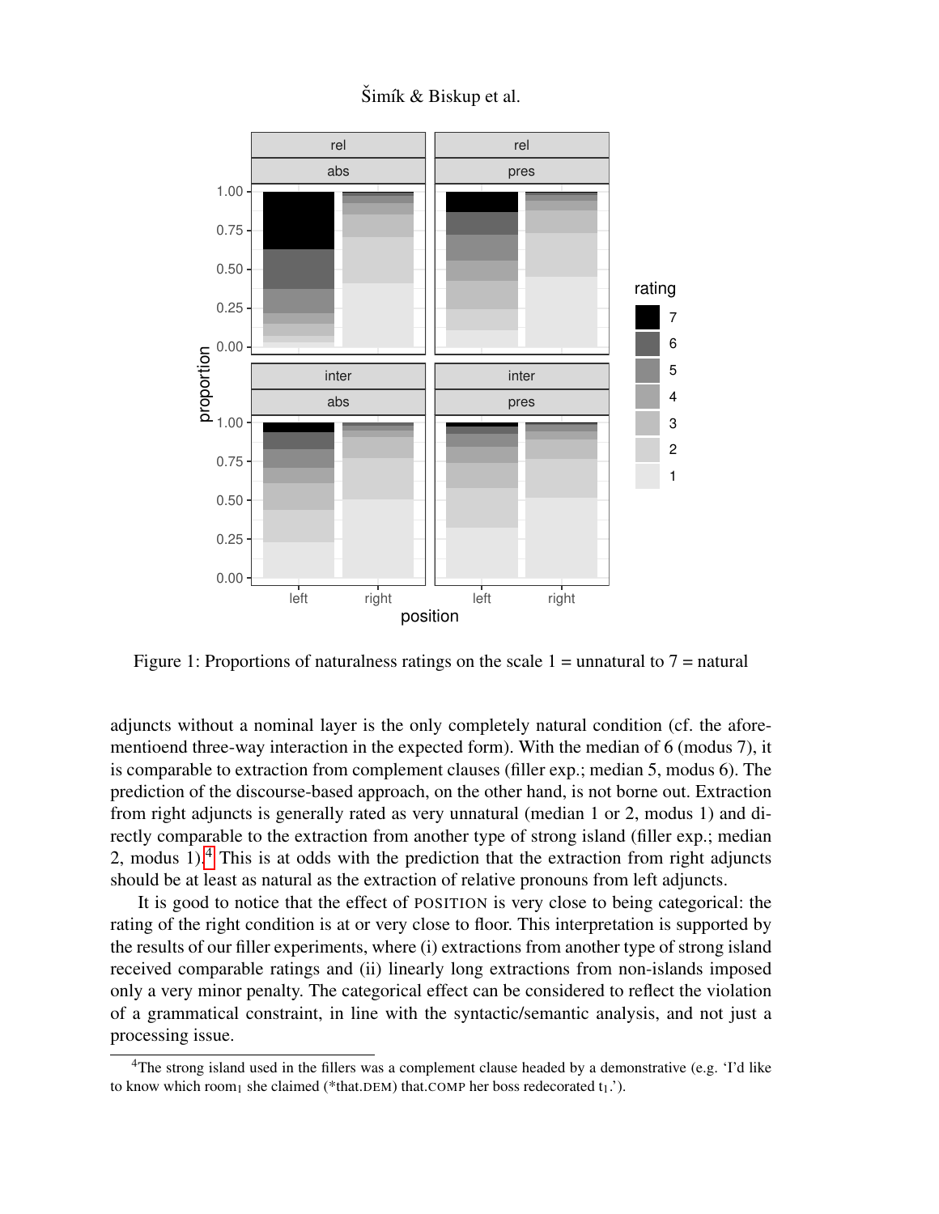Figure 1: Proportions of naturalness ratings on the scale 1 = unnatural to 7 = natural

adjuncts without a nominal layer is the only completely natural condition (cf. the aforementioend three-way interaction in the expected form). With the median of 6 (modus 7), it is comparable to extraction from complement clauses (filler exp.; median 5, modus 6). The prediction of the discourse-based approach, on the other hand, is not borne out. Extraction from right adjuncts is generally rated as very unnatural (median 1 or 2, modus 1) and directly comparable to the extraction from another type of strong island (filler exp.; median 2, modus 1).[4] This is at odds with the prediction that the extraction from right adjuncts should be at least as natural as the extraction of relative pronouns from left adjuncts.

It is good to notice that the effect of POSITION is very close to being categorical: the rating of the right condition is at or very close to floor. This interpretation is supported by the results of our filler experiments, where (i) extractions from another type of strong island received comparable ratings and (ii) linearly long extractions from non-islands imposed only a very minor penalty. The categorical effect can be considered to reflect the violation of a grammatical constraint, in line with the syntactic/semantic analysis, and not just a processing issue.

[4] The strong island used in the fillers was a complement clause headed by a demonstrative (e.g. 'I'd like to know which room$_1$ she claimed (*that.DEM) that.COMP her boss redecorated $t_1$.').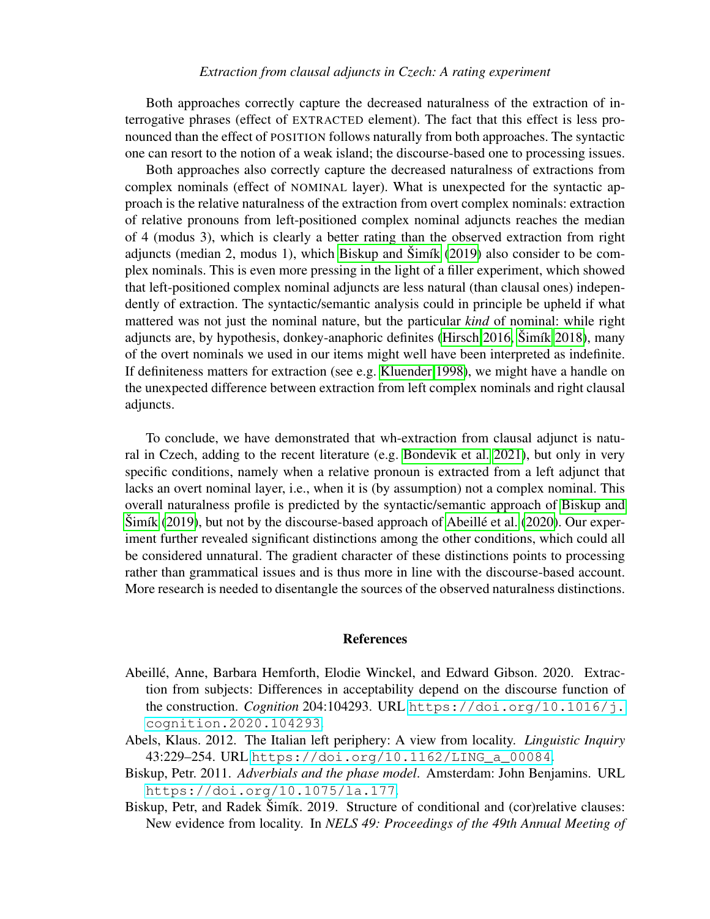Both approaches correctly capture the decreased naturalness of the extraction of interrogative phrases (effect of EXTRACTED element). The fact that this effect is less pronounced than the effect of POSITION follows naturally from both approaches. The syntactic one can resort to the notion of a weak island; the discourse-based one to processing issues.

Both approaches also correctly capture the decreased naturalness of extractions from complex nominals (effect of NOMINAL layer). What is unexpected for the syntactic approach is the relative naturalness of the extraction from overt complex nominals: extraction of relative pronouns from left-positioned complex nominal adjuncts reaches the median of 4 (modus 3), which is clearly a better rating than the observed extraction from right adjuncts (median 2, modus 1), which Biskup and Šimík (2019) also consider to be complex nominals. This is even more pressing in the light of a filler experiment, which showed that left-positioned complex nominal adjuncts are less natural (than clausal ones) independently of extraction. The syntactic/semantic analysis could in principle be upheld if what mattered was not just the nominal nature, but the particular *kind* of nominal: while right adjuncts are, by hypothesis, donkey-anaphoric definites (Hirsch 2016, Šimík 2018), many of the overt nominals we used in our items might well have been interpreted as indefinite. If definiteness matters for extraction (see e.g. Kluender 1998), we might have a handle on the unexpected difference between extraction from left complex nominals and right clausal adjuncts.

To conclude, we have demonstrated that wh-extraction from clausal adjunct is natural in Czech, adding to the recent literature (e.g. Bondevik et al. 2021), but only in very specific conditions, namely when a relative pronoun is extracted from a left adjunct that lacks an overt nominal layer, i.e., when it is (by assumption) not a complex nominal. This overall naturalness profile is predicted by the syntactic/semantic approach of Biskup and Šimík (2019), but not by the discourse-based approach of Abeillé et al. (2020). Our experiment further revealed significant distinctions among the other conditions, which could all be considered unnatural. The gradient character of these distinctions points to processing rather than grammatical issues and is thus more in line with the discourse-based account. More research is needed to disentangle the sources of the observed naturalness distinctions.

## References

Abeillé, Anne, Barbara Hemforth, Elodie Winckel, and Edward Gibson. 2020. Extraction from subjects: Differences in acceptability depend on the discourse function of the construction. *Cognition* 204:104293. URL https://doi.org/10.1016/j.cognition.2020.104293.

Abels, Klaus. 2012. The Italian left periphery: A view from locality. *Linguistic Inquiry* 43:229–254. URL https://doi.org/10.1162/LING_a_00084.

Biskup, Petr. 2011. *Adverbials and the phase model*. Amsterdam: John Benjamins. URL https://doi.org/10.1075/la.177.

Biskup, Petr, and Radek Šimík. 2019. Structure of conditional and (cor)relative clauses: New evidence from locality. In *NELS 49: Proceedings of the 49th Annual Meeting of*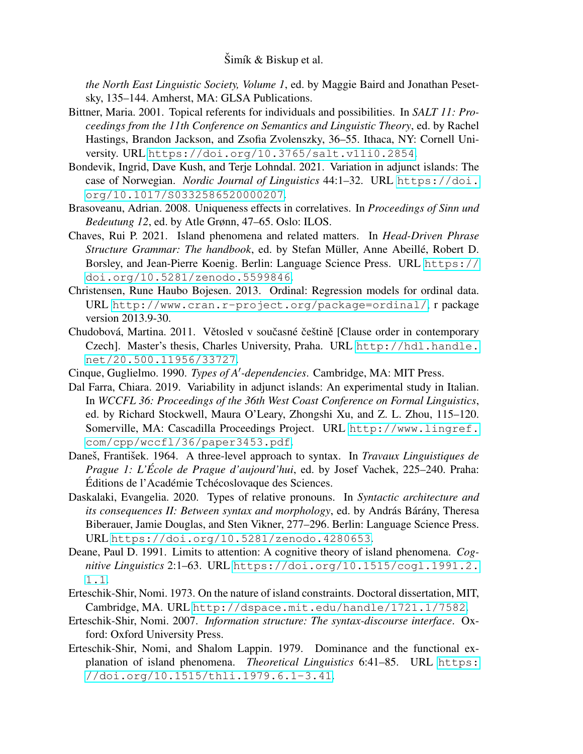*the North East Linguistic Society, Volume 1*, ed. by Maggie Baird and Jonathan Pesetsky, 135–144. Amherst, MA: GLSA Publications.

Bittner, Maria. 2001. Topical referents for individuals and possibilities. In *SALT 11: Proceedings from the 11th Conference on Semantics and Linguistic Theory*, ed. by Rachel Hastings, Brandon Jackson, and Zsofia Zvolenszky, 36–55. Ithaca, NY: Cornell University. URL https://doi.org/10.3765/salt.v11i0.2854.

Bondevik, Ingrid, Dave Kush, and Terje Lohndal. 2021. Variation in adjunct islands: The case of Norwegian. *Nordic Journal of Linguistics* 44:1–32. URL https://doi.org/10.1017/S0332586520000207.

Brasoveanu, Adrian. 2008. Uniqueness effects in correlatives. In *Proceedings of Sinn und Bedeutung 12*, ed. by Atle Grønn, 47–65. Oslo: ILOS.

Chaves, Rui P. 2021. Island phenomena and related matters. In *Head-Driven Phrase Structure Grammar: The handbook*, ed. by Stefan Müller, Anne Abeillé, Robert D. Borsley, and Jean-Pierre Koenig. Berlin: Language Science Press. URL https://doi.org/10.5281/zenodo.5599846.

Christensen, Rune Haubo Bojesen. 2013. Ordinal: Regression models for ordinal data. URL http://www.cran.r-project.org/package=ordinal/, r package version 2013.9-30.

Chudobová, Martina. 2011. Větosled v současné češtině [Clause order in contemporary Czech]. Master's thesis, Charles University, Praha. URL http://hdl.handle.net/20.500.11956/33727.

Cinque, Guglielmo. 1990. *Types of A′-dependencies*. Cambridge, MA: MIT Press.

Dal Farra, Chiara. 2019. Variability in adjunct islands: An experimental study in Italian. In *WCCFL 36: Proceedings of the 36th West Coast Conference on Formal Linguistics*, ed. by Richard Stockwell, Maura O'Leary, Zhongshi Xu, and Z. L. Zhou, 115–120. Somerville, MA: Cascadilla Proceedings Project. URL http://www.lingref.com/cpp/wccfl/36/paper3453.pdf.

Daneš, František. 1964. A three-level approach to syntax. In *Travaux Linguistiques de Prague 1: L'École de Prague d'aujourd'hui*, ed. by Josef Vachek, 225–240. Praha: Éditions de l'Académie Tchécoslovaque des Sciences.

Daskalaki, Evangelia. 2020. Types of relative pronouns. In *Syntactic architecture and its consequences II: Between syntax and morphology*, ed. by András Bárány, Theresa Biberauer, Jamie Douglas, and Sten Vikner, 277–296. Berlin: Language Science Press. URL https://doi.org/10.5281/zenodo.4280653.

Deane, Paul D. 1991. Limits to attention: A cognitive theory of island phenomena. *Cognitive Linguistics* 2:1–63. URL https://doi.org/10.1515/cogl.1991.2.1.1.

Erteschik-Shir, Nomi. 1973. On the nature of island constraints. Doctoral dissertation, MIT, Cambridge, MA. URL http://dspace.mit.edu/handle/1721.1/7582.

Erteschik-Shir, Nomi. 2007. *Information structure: The syntax-discourse interface*. Oxford: Oxford University Press.

Erteschik-Shir, Nomi, and Shalom Lappin. 1979. Dominance and the functional explanation of island phenomena. *Theoretical Linguistics* 6:41–85. URL https://doi.org/10.1515/thli.1979.6.1-3.41.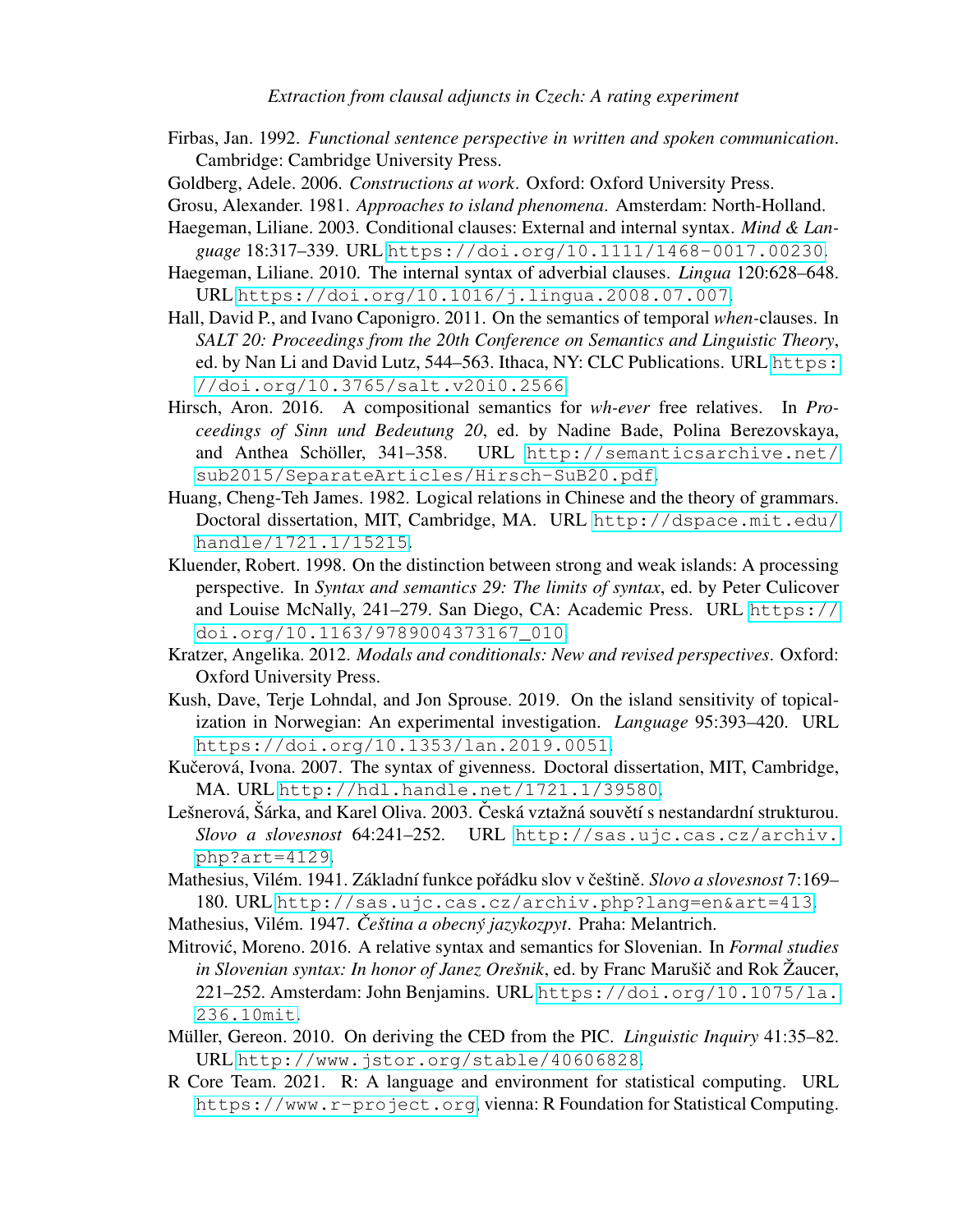Firbas, Jan. 1992. *Functional sentence perspective in written and spoken communication*. Cambridge: Cambridge University Press.

Goldberg, Adele. 2006. *Constructions at work*. Oxford: Oxford University Press.

Grosu, Alexander. 1981. *Approaches to island phenomena*. Amsterdam: North-Holland.

Haegeman, Liliane. 2003. Conditional clauses: External and internal syntax. *Mind & Language* 18:317–339. URL https://doi.org/10.1111/1468-0017.00230.

Haegeman, Liliane. 2010. The internal syntax of adverbial clauses. *Lingua* 120:628–648. URL https://doi.org/10.1016/j.lingua.2008.07.007.

Hall, David P., and Ivano Caponigro. 2011. On the semantics of temporal *when*-clauses. In *SALT 20: Proceedings from the 20th Conference on Semantics and Linguistic Theory*, ed. by Nan Li and David Lutz, 544–563. Ithaca, NY: CLC Publications. URL https://doi.org/10.3765/salt.v20i0.2566.

Hirsch, Aron. 2016. A compositional semantics for *wh-ever* free relatives. In *Proceedings of Sinn und Bedeutung 20*, ed. by Nadine Bade, Polina Berezovskaya, and Anthea Schöller, 341–358. URL http://semanticsarchive.net/sub2015/SeparateArticles/Hirsch-SuB20.pdf.

Huang, Cheng-Teh James. 1982. Logical relations in Chinese and the theory of grammars. Doctoral dissertation, MIT, Cambridge, MA. URL http://dspace.mit.edu/handle/1721.1/15215.

Kluender, Robert. 1998. On the distinction between strong and weak islands: A processing perspective. In *Syntax and semantics 29: The limits of syntax*, ed. by Peter Culicover and Louise McNally, 241–279. San Diego, CA: Academic Press. URL https://doi.org/10.1163/9789004373167_010.

Kratzer, Angelika. 2012. *Modals and conditionals: New and revised perspectives*. Oxford: Oxford University Press.

Kush, Dave, Terje Lohndal, and Jon Sprouse. 2019. On the island sensitivity of topicalization in Norwegian: An experimental investigation. *Language* 95:393–420. URL https://doi.org/10.1353/lan.2019.0051.

Kučerová, Ivona. 2007. The syntax of givenness. Doctoral dissertation, MIT, Cambridge, MA. URL http://hdl.handle.net/1721.1/39580.

Lešnerová, Šárka, and Karel Oliva. 2003. Česká vztažná souvětí s nestandardní strukturou. *Slovo a slovesnost* 64:241–252. URL http://sas.ujc.cas.cz/archiv.php?art=4129.

Mathesius, Vilém. 1941. Základní funkce pořádku slov v češtině. *Slovo a slovesnost* 7:169–180. URL http://sas.ujc.cas.cz/archiv.php?lang=en&art=413.

Mathesius, Vilém. 1947. *Čeština a obecný jazykozpyt*. Praha: Melantrich.

Mitrović, Moreno. 2016. A relative syntax and semantics for Slovenian. In *Formal studies in Slovenian syntax: In honor of Janez Orešnik*, ed. by Franc Marušič and Rok Žaucer, 221–252. Amsterdam: John Benjamins. URL https://doi.org/10.1075/la.236.10mit.

Müller, Gereon. 2010. On deriving the CED from the PIC. *Linguistic Inquiry* 41:35–82. URL http://www.jstor.org/stable/40606828.

R Core Team. 2021. R: A language and environment for statistical computing. URL https://www.r-project.org, vienna: R Foundation for Statistical Computing.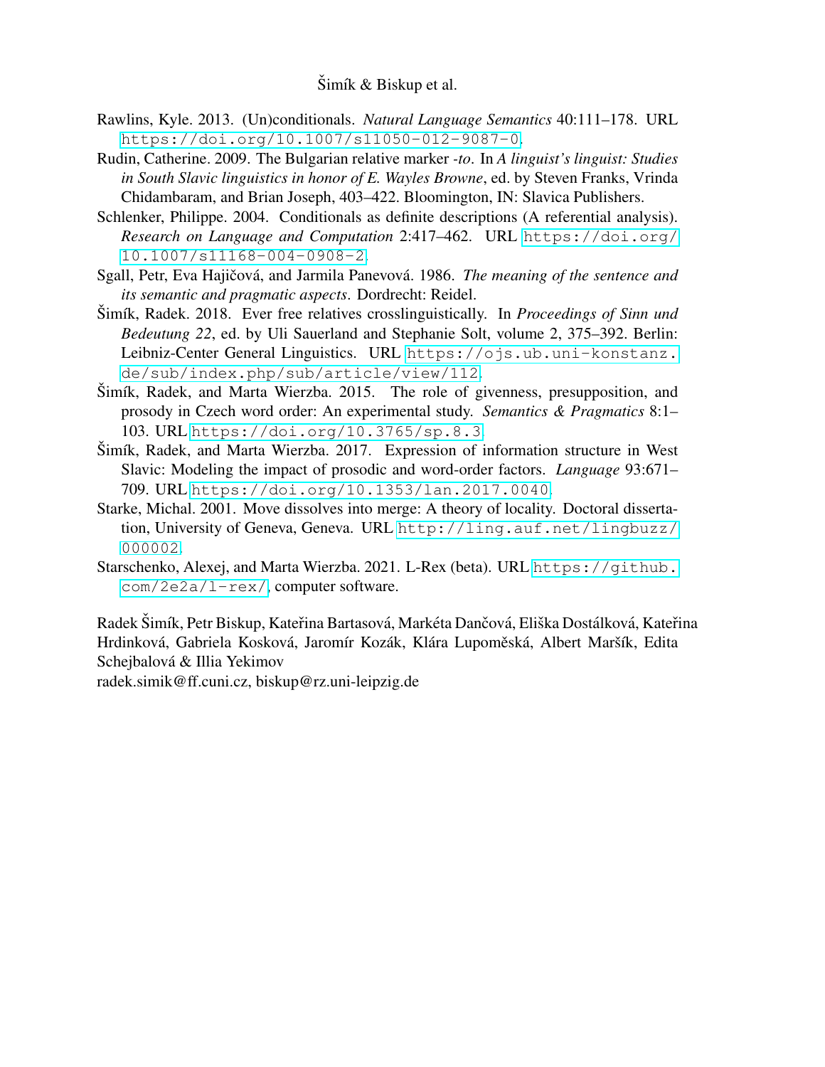Rawlins, Kyle. 2013. (Un)conditionals. *Natural Language Semantics* 40:111–178. URL https://doi.org/10.1007/s11050-012-9087-0.

Rudin, Catherine. 2009. The Bulgarian relative marker *-to*. In *A linguist's linguist: Studies in South Slavic linguistics in honor of E. Wayles Browne*, ed. by Steven Franks, Vrinda Chidambaram, and Brian Joseph, 403–422. Bloomington, IN: Slavica Publishers.

Schlenker, Philippe. 2004. Conditionals as definite descriptions (A referential analysis). *Research on Language and Computation* 2:417–462. URL https://doi.org/10.1007/s11168-004-0908-2.

Sgall, Petr, Eva Hajičová, and Jarmila Panevová. 1986. *The meaning of the sentence and its semantic and pragmatic aspects*. Dordrecht: Reidel.

Šimík, Radek. 2018. Ever free relatives crosslinguistically. In *Proceedings of Sinn und Bedeutung 22*, ed. by Uli Sauerland and Stephanie Solt, volume 2, 375–392. Berlin: Leibniz-Center General Linguistics. URL https://ojs.ub.uni-konstanz.de/sub/index.php/sub/article/view/112.

Šimík, Radek, and Marta Wierzba. 2015. The role of givenness, presupposition, and prosody in Czech word order: An experimental study. *Semantics & Pragmatics* 8:1–103. URL https://doi.org/10.3765/sp.8.3.

Šimík, Radek, and Marta Wierzba. 2017. Expression of information structure in West Slavic: Modeling the impact of prosodic and word-order factors. *Language* 93:671–709. URL https://doi.org/10.1353/lan.2017.0040.

Starke, Michal. 2001. Move dissolves into merge: A theory of locality. Doctoral dissertation, University of Geneva, Geneva. URL http://ling.auf.net/lingbuzz/000002.

Starschenko, Alexej, and Marta Wierzba. 2021. L-Rex (beta). URL https://github.com/2e2a/l-rex/, computer software.

Radek Šimík, Petr Biskup, Kateřina Bartasová, Markéta Dančová, Eliška Dostálková, Kateřina Hrdinková, Gabriela Kosková, Jaromír Kozák, Klára Lupoměská, Albert Maršík, Edita Schejbalová & Illia Yekimov
radek.simik@ff.cuni.cz, biskup@rz.uni-leipzig.de